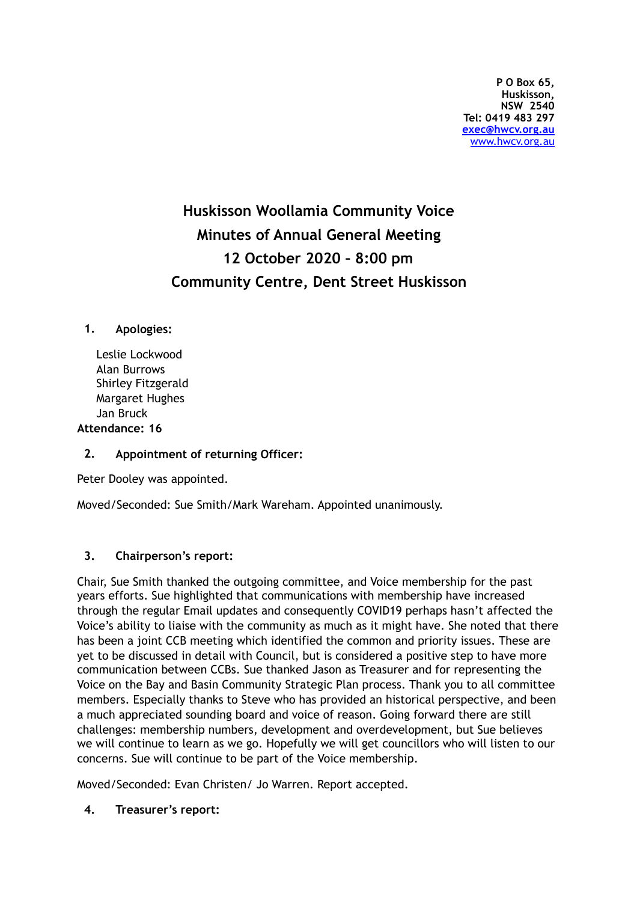**P O Box 65,**
**Huskisson,**
**NSW 2540**
**Tel: 0419 483 297**
**exec@hwcv.org.au**
www.hwcv.org.au

# Huskisson Woollamia Community Voice
## Minutes of Annual General Meeting
## 12 October 2020 – 8:00 pm
## Community Centre, Dent Street Huskisson

### 1. Apologies:

Leslie Lockwood
Alan Burrows
Shirley Fitzgerald
Margaret Hughes
Jan Bruck

**Attendance: 16**

### 2. Appointment of returning Officer:

Peter Dooley was appointed.

Moved/Seconded: Sue Smith/Mark Wareham. Appointed unanimously.

### 3. Chairperson's report:

Chair, Sue Smith thanked the outgoing committee, and Voice membership for the past years efforts. Sue highlighted that communications with membership have increased through the regular Email updates and consequently COVID19 perhaps hasn't affected the Voice's ability to liaise with the community as much as it might have. She noted that there has been a joint CCB meeting which identified the common and priority issues. These are yet to be discussed in detail with Council, but is considered a positive step to have more communication between CCBs. Sue thanked Jason as Treasurer and for representing the Voice on the Bay and Basin Community Strategic Plan process. Thank you to all committee members. Especially thanks to Steve who has provided an historical perspective, and been a much appreciated sounding board and voice of reason. Going forward there are still challenges: membership numbers, development and overdevelopment, but Sue believes we will continue to learn as we go. Hopefully we will get councillors who will listen to our concerns. Sue will continue to be part of the Voice membership.

Moved/Seconded: Evan Christen/ Jo Warren. Report accepted.

### 4. Treasurer's report: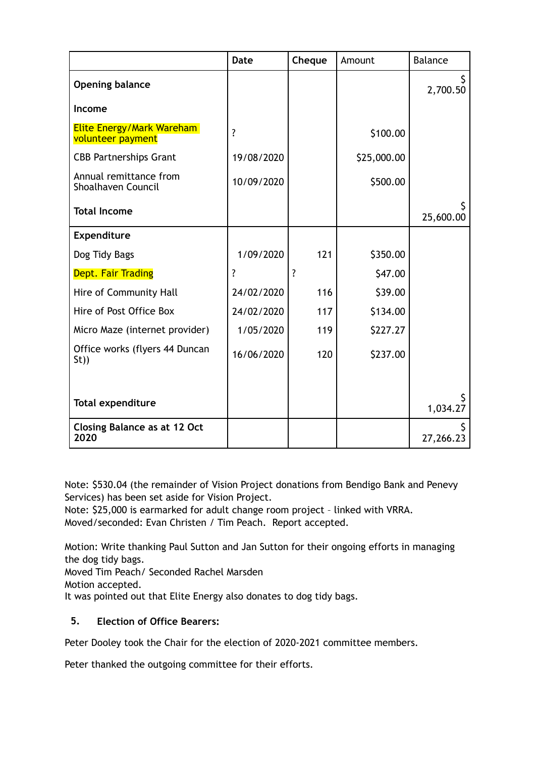| | Date | Cheque | Amount | Balance |
|---|---|---|---|---|
| **Opening balance** | | | | $ 2,700.50 |
| **Income** | | | | |
| Elite Energy/Mark Wareham volunteer payment | ? | | $100.00 | |
| CBB Partnerships Grant | 19/08/2020 | | $25,000.00 | |
| Annual remittance from Shoalhaven Council | 10/09/2020 | | $500.00 | |
| **Total Income** | | | | $ 25,600.00 |
| **Expenditure** | | | | |
| Dog Tidy Bags | 1/09/2020 | 121 | $350.00 | |
| Dept. Fair Trading | ? | ? | $47.00 | |
| Hire of Community Hall | 24/02/2020 | 116 | $39.00 | |
| Hire of Post Office Box | 24/02/2020 | 117 | $134.00 | |
| Micro Maze (internet provider) | 1/05/2020 | 119 | $227.27 | |
| Office works (flyers 44 Duncan St)) | 16/06/2020 | 120 | $237.00 | |
| **Total expenditure** | | | | $ 1,034.27 |
| **Closing Balance as at 12 Oct 2020** | | | | $ 27,266.23 |

Note: $530.04 (the remainder of Vision Project donations from Bendigo Bank and Penevy Services) has been set aside for Vision Project.
Note: $25,000 is earmarked for adult change room project – linked with VRRA.
Moved/seconded: Evan Christen / Tim Peach. Report accepted.

Motion: Write thanking Paul Sutton and Jan Sutton for their ongoing efforts in managing the dog tidy bags.
Moved Tim Peach/ Seconded Rachel Marsden
Motion accepted.
It was pointed out that Elite Energy also donates to dog tidy bags.

### 5. Election of Office Bearers:

Peter Dooley took the Chair for the election of 2020-2021 committee members.

Peter thanked the outgoing committee for their efforts.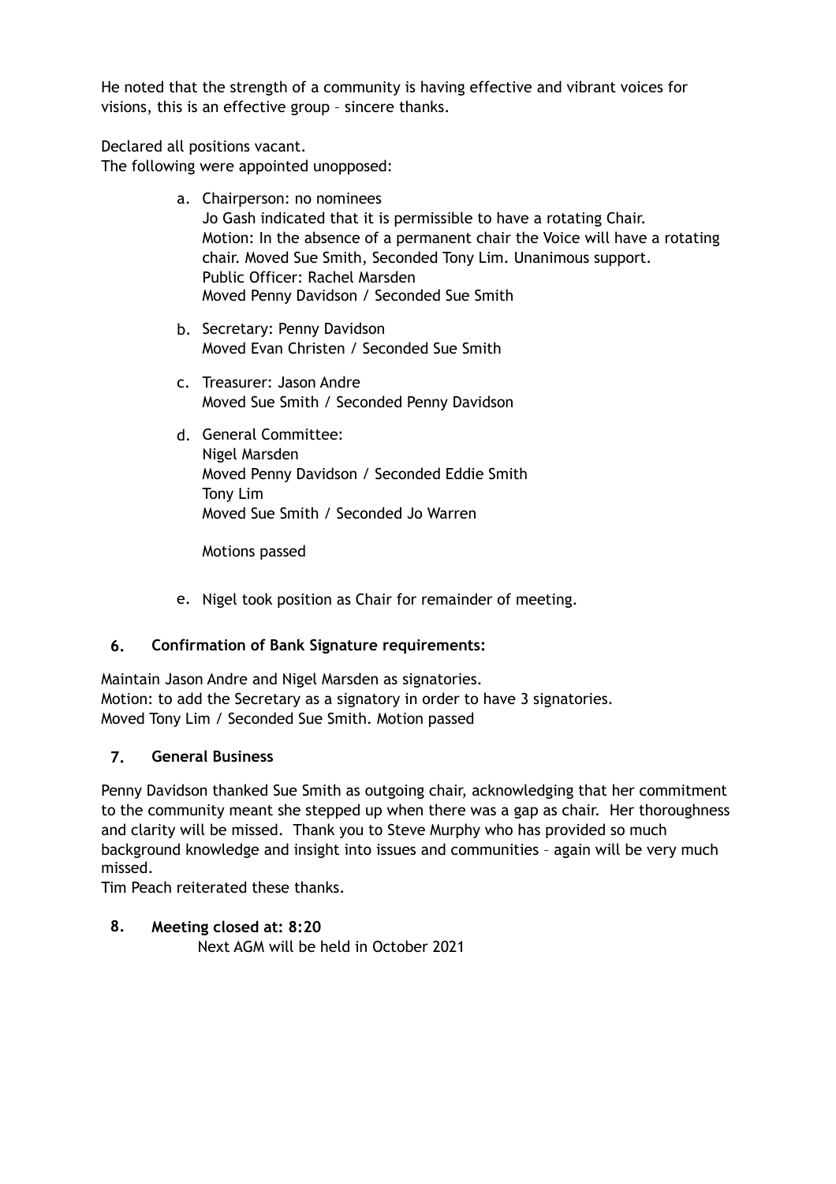He noted that the strength of a community is having effective and vibrant voices for visions, this is an effective group – sincere thanks.

Declared all positions vacant.
The following were appointed unopposed:

a. Chairperson: no nominees
   Jo Gash indicated that it is permissible to have a rotating Chair.
   Motion: In the absence of a permanent chair the Voice will have a rotating chair. Moved Sue Smith, Seconded Tony Lim. Unanimous support.
   Public Officer: Rachel Marsden
   Moved Penny Davidson / Seconded Sue Smith

b. Secretary: Penny Davidson
   Moved Evan Christen / Seconded Sue Smith

c. Treasurer: Jason Andre
   Moved Sue Smith / Seconded Penny Davidson

d. General Committee:
   Nigel Marsden
   Moved Penny Davidson / Seconded Eddie Smith
   Tony Lim
   Moved Sue Smith / Seconded Jo Warren

   Motions passed

e. Nigel took position as Chair for remainder of meeting.

## 6. Confirmation of Bank Signature requirements:

Maintain Jason Andre and Nigel Marsden as signatories.
Motion: to add the Secretary as a signatory in order to have 3 signatories.
Moved Tony Lim / Seconded Sue Smith. Motion passed

## 7. General Business

Penny Davidson thanked Sue Smith as outgoing chair, acknowledging that her commitment to the community meant she stepped up when there was a gap as chair. Her thoroughness and clarity will be missed. Thank you to Steve Murphy who has provided so much background knowledge and insight into issues and communities – again will be very much missed.
Tim Peach reiterated these thanks.

## 8. Meeting closed at: 8:20

Next AGM will be held in October 2021